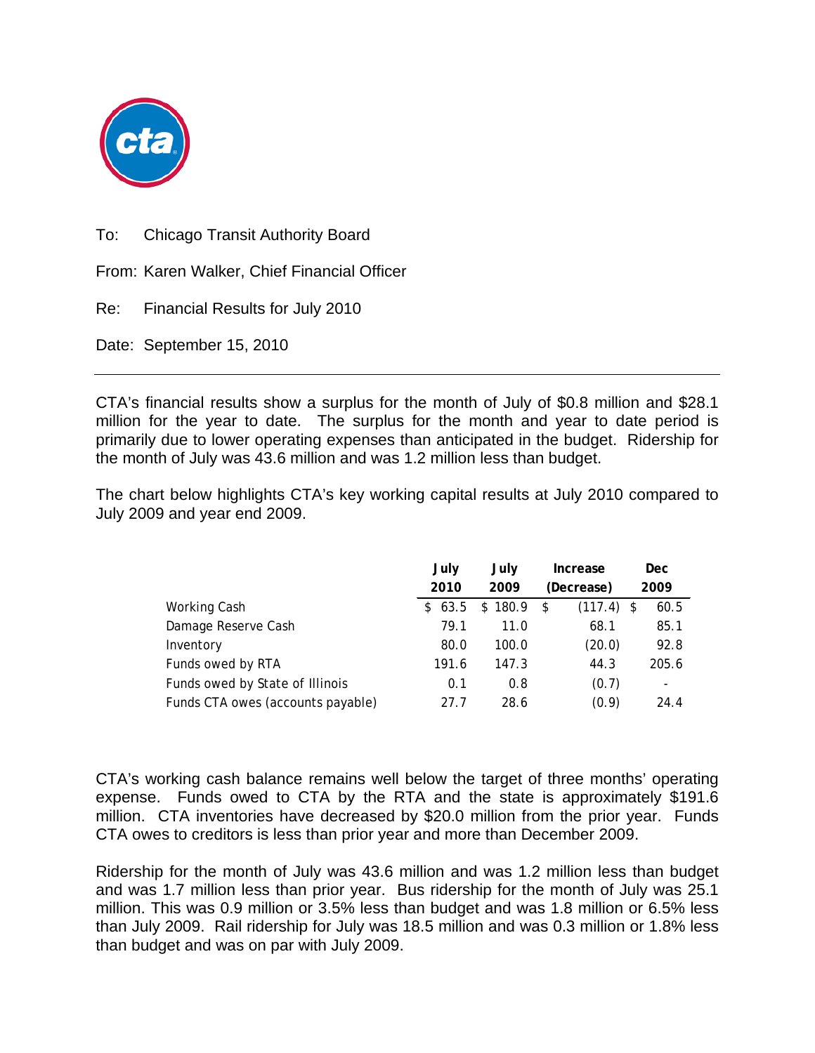To: Chicago Transit Authority Board

From: Karen Walker, Chief Financial Officer

Re: Financial Results for July 2010

Date: September 15, 2010

---

CTA's financial results show a surplus for the month of July of $0.8 million and $28.1 million for the year to date. The surplus for the month and year to date period is primarily due to lower operating expenses than anticipated in the budget. Ridership for the month of July was 43.6 million and was 1.2 million less than budget.

The chart below highlights CTA's key working capital results at July 2010 compared to July 2009 and year end 2009.

| | July 2010 | July 2009 | Increase (Decrease) | Dec 2009 |
|---|---|---|---|---|
| Working Cash | $ 63.5 | $ 180.9 | $ (117.4) | $ 60.5 |
| Damage Reserve Cash | 79.1 | 11.0 | 68.1 | 85.1 |
| Inventory | 80.0 | 100.0 | (20.0) | 92.8 |
| Funds owed by RTA | 191.6 | 147.3 | 44.3 | 205.6 |
| Funds owed by State of Illinois | 0.1 | 0.8 | (0.7) | - |
| Funds CTA owes (accounts payable) | 27.7 | 28.6 | (0.9) | 24.4 |

CTA's working cash balance remains well below the target of three months' operating expense. Funds owed to CTA by the RTA and the state is approximately $191.6 million. CTA inventories have decreased by $20.0 million from the prior year. Funds CTA owes to creditors is less than prior year and more than December 2009.

Ridership for the month of July was 43.6 million and was 1.2 million less than budget and was 1.7 million less than prior year. Bus ridership for the month of July was 25.1 million. This was 0.9 million or 3.5% less than budget and was 1.8 million or 6.5% less than July 2009. Rail ridership for July was 18.5 million and was 0.3 million or 1.8% less than budget and was on par with July 2009.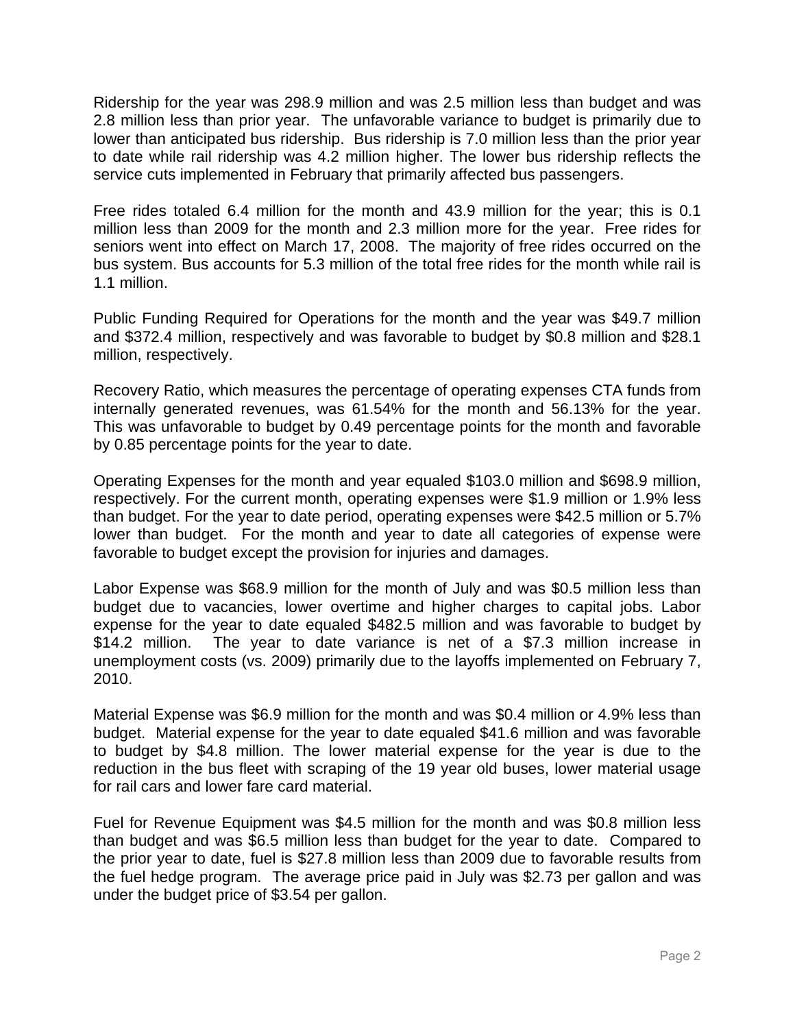Ridership for the year was 298.9 million and was 2.5 million less than budget and was 2.8 million less than prior year. The unfavorable variance to budget is primarily due to lower than anticipated bus ridership. Bus ridership is 7.0 million less than the prior year to date while rail ridership was 4.2 million higher. The lower bus ridership reflects the service cuts implemented in February that primarily affected bus passengers.

Free rides totaled 6.4 million for the month and 43.9 million for the year; this is 0.1 million less than 2009 for the month and 2.3 million more for the year. Free rides for seniors went into effect on March 17, 2008. The majority of free rides occurred on the bus system. Bus accounts for 5.3 million of the total free rides for the month while rail is 1.1 million.

Public Funding Required for Operations for the month and the year was $49.7 million and $372.4 million, respectively and was favorable to budget by $0.8 million and $28.1 million, respectively.

Recovery Ratio, which measures the percentage of operating expenses CTA funds from internally generated revenues, was 61.54% for the month and 56.13% for the year. This was unfavorable to budget by 0.49 percentage points for the month and favorable by 0.85 percentage points for the year to date.

Operating Expenses for the month and year equaled $103.0 million and $698.9 million, respectively. For the current month, operating expenses were $1.9 million or 1.9% less than budget. For the year to date period, operating expenses were $42.5 million or 5.7% lower than budget. For the month and year to date all categories of expense were favorable to budget except the provision for injuries and damages.

Labor Expense was $68.9 million for the month of July and was $0.5 million less than budget due to vacancies, lower overtime and higher charges to capital jobs. Labor expense for the year to date equaled $482.5 million and was favorable to budget by $14.2 million. The year to date variance is net of a $7.3 million increase in unemployment costs (vs. 2009) primarily due to the layoffs implemented on February 7, 2010.

Material Expense was $6.9 million for the month and was $0.4 million or 4.9% less than budget. Material expense for the year to date equaled $41.6 million and was favorable to budget by $4.8 million. The lower material expense for the year is due to the reduction in the bus fleet with scraping of the 19 year old buses, lower material usage for rail cars and lower fare card material.

Fuel for Revenue Equipment was $4.5 million for the month and was $0.8 million less than budget and was $6.5 million less than budget for the year to date. Compared to the prior year to date, fuel is $27.8 million less than 2009 due to favorable results from the fuel hedge program. The average price paid in July was $2.73 per gallon and was under the budget price of $3.54 per gallon.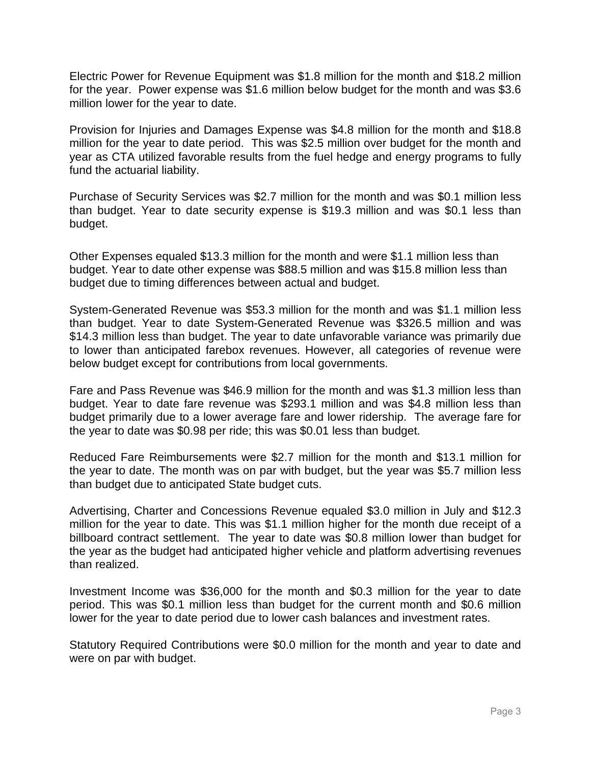Electric Power for Revenue Equipment was $1.8 million for the month and $18.2 million for the year. Power expense was $1.6 million below budget for the month and was $3.6 million lower for the year to date.

Provision for Injuries and Damages Expense was $4.8 million for the month and $18.8 million for the year to date period. This was $2.5 million over budget for the month and year as CTA utilized favorable results from the fuel hedge and energy programs to fully fund the actuarial liability.

Purchase of Security Services was $2.7 million for the month and was $0.1 million less than budget. Year to date security expense is $19.3 million and was $0.1 less than budget.

Other Expenses equaled $13.3 million for the month and were $1.1 million less than budget. Year to date other expense was $88.5 million and was $15.8 million less than budget due to timing differences between actual and budget.

System-Generated Revenue was $53.3 million for the month and was $1.1 million less than budget. Year to date System-Generated Revenue was $326.5 million and was $14.3 million less than budget. The year to date unfavorable variance was primarily due to lower than anticipated farebox revenues. However, all categories of revenue were below budget except for contributions from local governments.

Fare and Pass Revenue was $46.9 million for the month and was $1.3 million less than budget. Year to date fare revenue was $293.1 million and was $4.8 million less than budget primarily due to a lower average fare and lower ridership. The average fare for the year to date was $0.98 per ride; this was $0.01 less than budget.

Reduced Fare Reimbursements were $2.7 million for the month and $13.1 million for the year to date. The month was on par with budget, but the year was $5.7 million less than budget due to anticipated State budget cuts.

Advertising, Charter and Concessions Revenue equaled $3.0 million in July and $12.3 million for the year to date. This was $1.1 million higher for the month due receipt of a billboard contract settlement. The year to date was $0.8 million lower than budget for the year as the budget had anticipated higher vehicle and platform advertising revenues than realized.

Investment Income was $36,000 for the month and $0.3 million for the year to date period. This was $0.1 million less than budget for the current month and $0.6 million lower for the year to date period due to lower cash balances and investment rates.

Statutory Required Contributions were $0.0 million for the month and year to date and were on par with budget.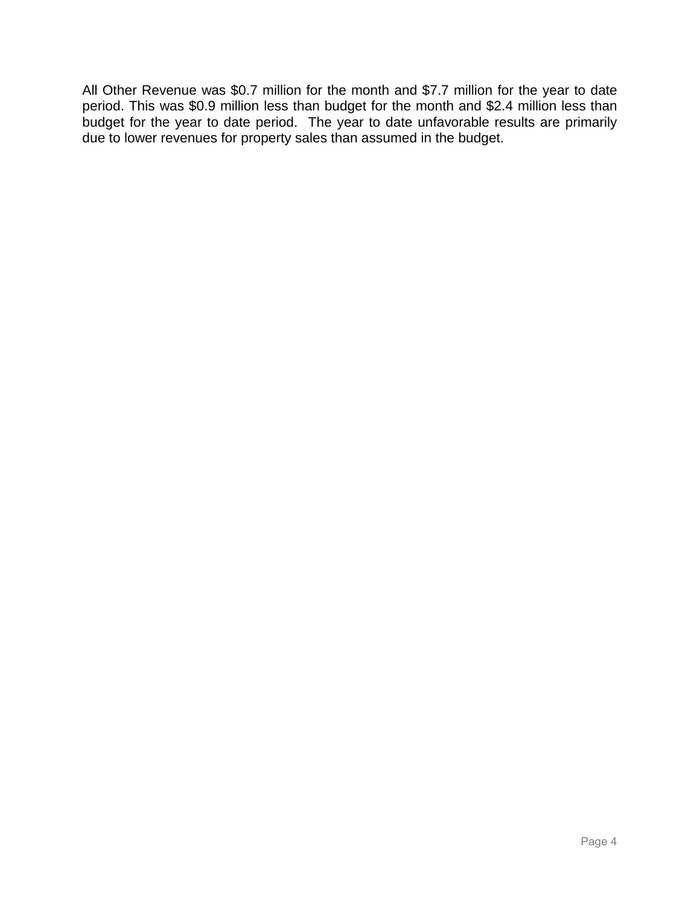All Other Revenue was $0.7 million for the month and $7.7 million for the year to date period. This was $0.9 million less than budget for the month and $2.4 million less than budget for the year to date period. The year to date unfavorable results are primarily due to lower revenues for property sales than assumed in the budget.